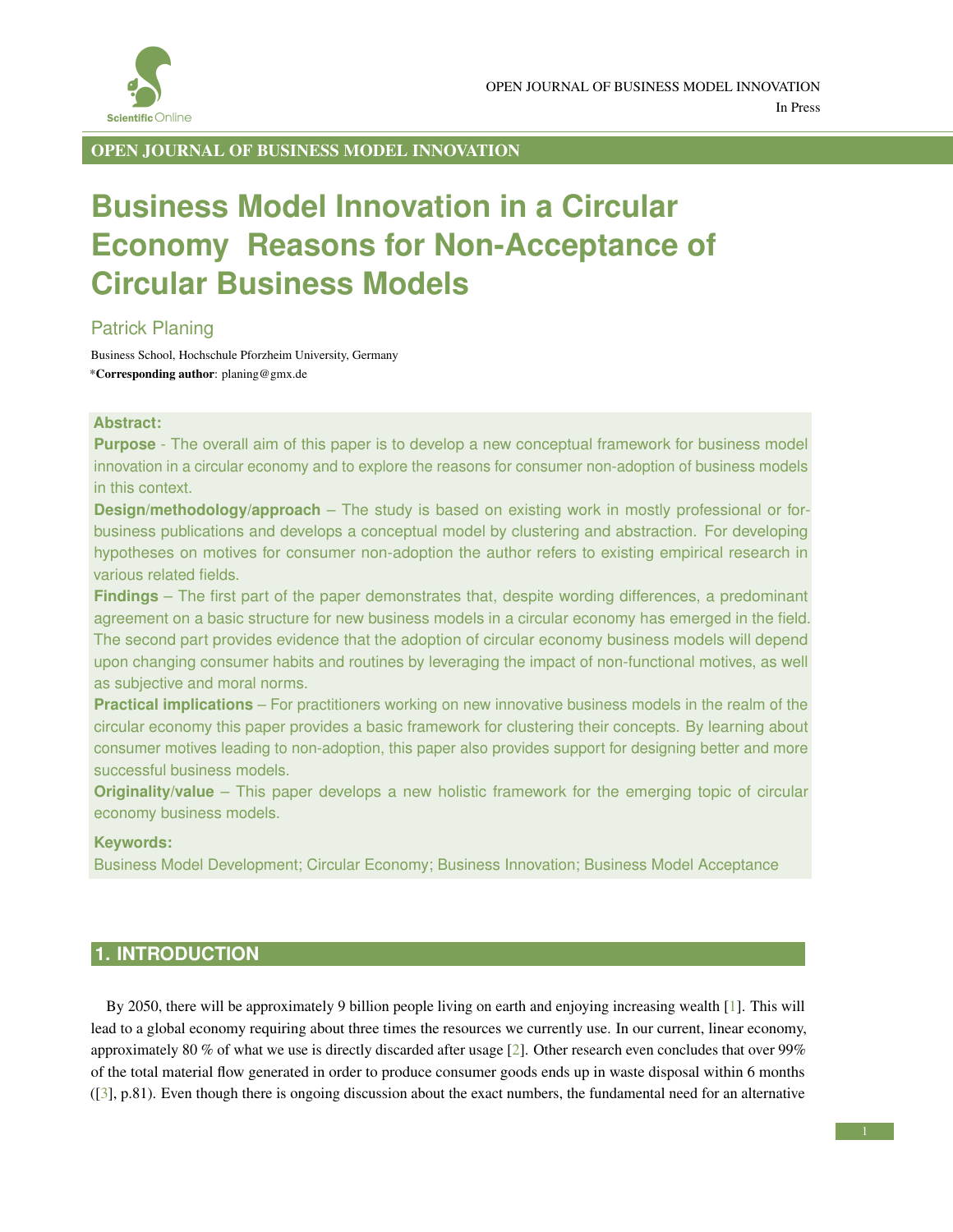# Business Model Innovation in a Circular Economy  Reasons for Non-Acceptance of Circular Business Models

Patrick Planing

Business School, Hochschule Pforzheim University, Germany

***Corresponding author**: planing@gmx.de

**Abstract:**

**Purpose** - The overall aim of this paper is to develop a new conceptual framework for business model innovation in a circular economy and to explore the reasons for consumer non-adoption of business models in this context.

**Design/methodology/approach** – The study is based on existing work in mostly professional or for-business publications and develops a conceptual model by clustering and abstraction. For developing hypotheses on motives for consumer non-adoption the author refers to existing empirical research in various related fields.

**Findings** – The first part of the paper demonstrates that, despite wording differences, a predominant agreement on a basic structure for new business models in a circular economy has emerged in the field. The second part provides evidence that the adoption of circular economy business models will depend upon changing consumer habits and routines by leveraging the impact of non-functional motives, as well as subjective and moral norms.

**Practical implications** – For practitioners working on new innovative business models in the realm of the circular economy this paper provides a basic framework for clustering their concepts. By learning about consumer motives leading to non-adoption, this paper also provides support for designing better and more successful business models.

**Originality/value** – This paper develops a new holistic framework for the emerging topic of circular economy business models.

**Keywords:**

Business Model Development; Circular Economy; Business Innovation; Business Model Acceptance

## 1. INTRODUCTION

By 2050, there will be approximately 9 billion people living on earth and enjoying increasing wealth [1]. This will lead to a global economy requiring about three times the resources we currently use. In our current, linear economy, approximately 80 % of what we use is directly discarded after usage [2]. Other research even concludes that over 99% of the total material flow generated in order to produce consumer goods ends up in waste disposal within 6 months ([3], p.81). Even though there is ongoing discussion about the exact numbers, the fundamental need for an alternative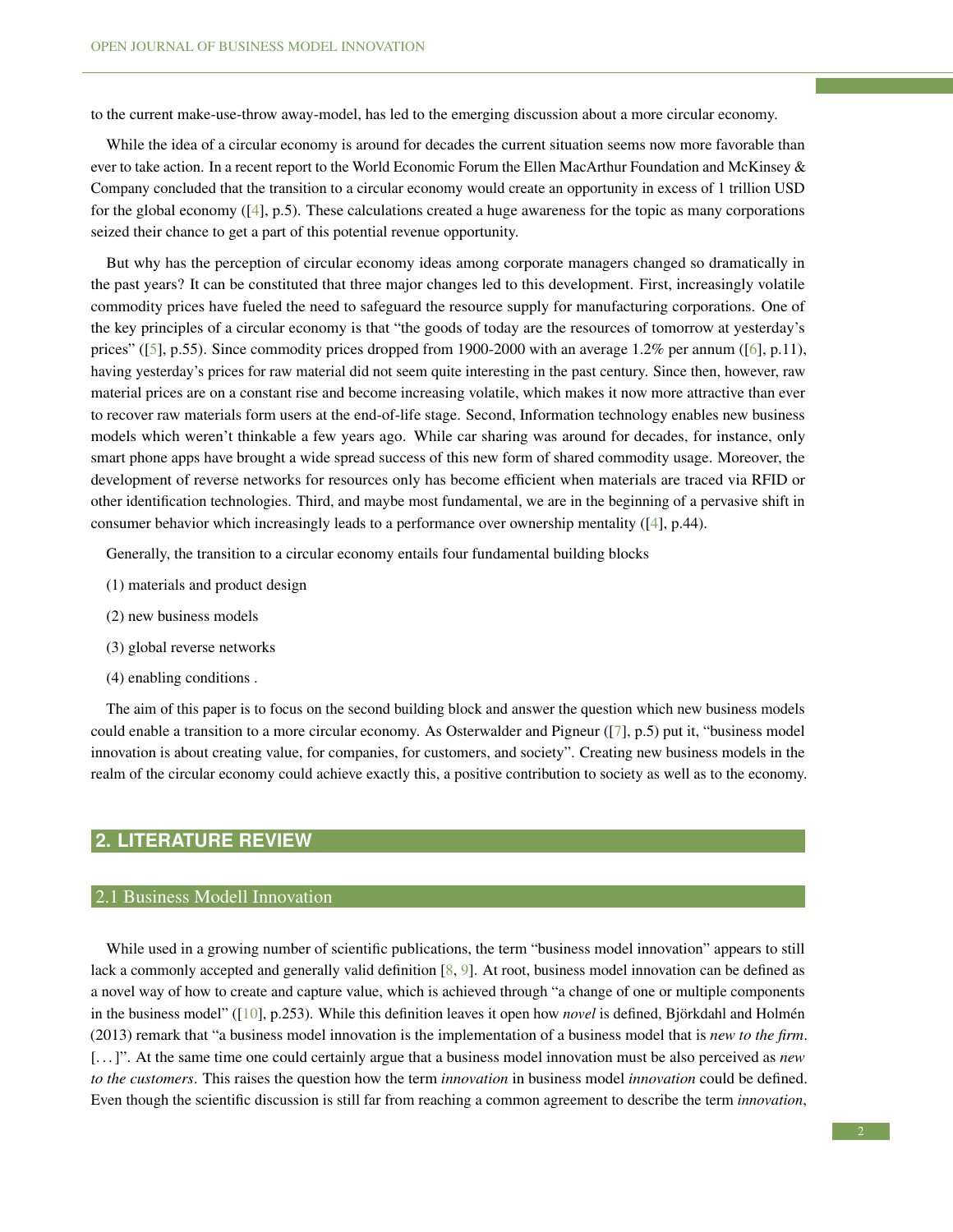to the current make-use-throw away-model, has led to the emerging discussion about a more circular economy.

While the idea of a circular economy is around for decades the current situation seems now more favorable than ever to take action. In a recent report to the World Economic Forum the Ellen MacArthur Foundation and McKinsey & Company concluded that the transition to a circular economy would create an opportunity in excess of 1 trillion USD for the global economy ([4], p.5). These calculations created a huge awareness for the topic as many corporations seized their chance to get a part of this potential revenue opportunity.

But why has the perception of circular economy ideas among corporate managers changed so dramatically in the past years? It can be constituted that three major changes led to this development. First, increasingly volatile commodity prices have fueled the need to safeguard the resource supply for manufacturing corporations. One of the key principles of a circular economy is that "the goods of today are the resources of tomorrow at yesterday's prices" ([5], p.55). Since commodity prices dropped from 1900-2000 with an average 1.2% per annum ([6], p.11), having yesterday's prices for raw material did not seem quite interesting in the past century. Since then, however, raw material prices are on a constant rise and become increasing volatile, which makes it now more attractive than ever to recover raw materials form users at the end-of-life stage. Second, Information technology enables new business models which weren't thinkable a few years ago. While car sharing was around for decades, for instance, only smart phone apps have brought a wide spread success of this new form of shared commodity usage. Moreover, the development of reverse networks for resources only has become efficient when materials are traced via RFID or other identification technologies. Third, and maybe most fundamental, we are in the beginning of a pervasive shift in consumer behavior which increasingly leads to a performance over ownership mentality ([4], p.44).

Generally, the transition to a circular economy entails four fundamental building blocks

(1) materials and product design

(2) new business models

(3) global reverse networks

(4) enabling conditions .

The aim of this paper is to focus on the second building block and answer the question which new business models could enable a transition to a more circular economy. As Osterwalder and Pigneur ([7], p.5) put it, "business model innovation is about creating value, for companies, for customers, and society". Creating new business models in the realm of the circular economy could achieve exactly this, a positive contribution to society as well as to the economy.

## 2. LITERATURE REVIEW

### 2.1 Business Modell Innovation

While used in a growing number of scientific publications, the term "business model innovation" appears to still lack a commonly accepted and generally valid definition [8, 9]. At root, business model innovation can be defined as a novel way of how to create and capture value, which is achieved through "a change of one or multiple components in the business model" ([10], p.253). While this definition leaves it open how *novel* is defined, Björkdahl and Holmén (2013) remark that "a business model innovation is the implementation of a business model that is *new to the firm*. [. . . ]". At the same time one could certainly argue that a business model innovation must be also perceived as *new to the customers*. This raises the question how the term *innovation* in business model *innovation* could be defined. Even though the scientific discussion is still far from reaching a common agreement to describe the term *innovation*,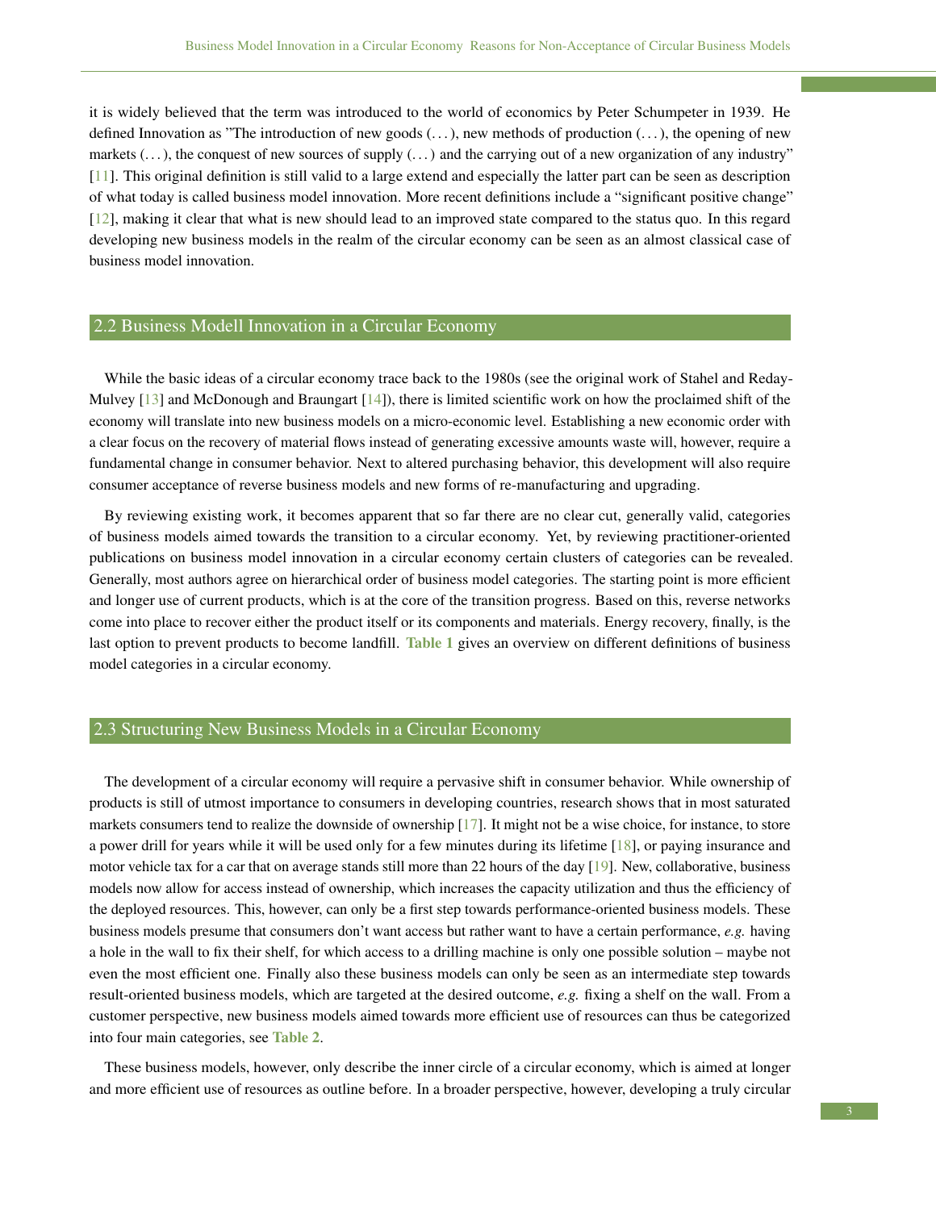it is widely believed that the term was introduced to the world of economics by Peter Schumpeter in 1939. He defined Innovation as "The introduction of new goods (. . . ), new methods of production (. . . ), the opening of new markets (. . . ), the conquest of new sources of supply (. . . ) and the carrying out of a new organization of any industry" [11]. This original definition is still valid to a large extend and especially the latter part can be seen as description of what today is called business model innovation. More recent definitions include a "significant positive change" [12], making it clear that what is new should lead to an improved state compared to the status quo. In this regard developing new business models in the realm of the circular economy can be seen as an almost classical case of business model innovation.

## 2.2 Business Modell Innovation in a Circular Economy

While the basic ideas of a circular economy trace back to the 1980s (see the original work of Stahel and Reday-Mulvey [13] and McDonough and Braungart [14]), there is limited scientific work on how the proclaimed shift of the economy will translate into new business models on a micro-economic level. Establishing a new economic order with a clear focus on the recovery of material flows instead of generating excessive amounts waste will, however, require a fundamental change in consumer behavior. Next to altered purchasing behavior, this development will also require consumer acceptance of reverse business models and new forms of re-manufacturing and upgrading.

By reviewing existing work, it becomes apparent that so far there are no clear cut, generally valid, categories of business models aimed towards the transition to a circular economy. Yet, by reviewing practitioner-oriented publications on business model innovation in a circular economy certain clusters of categories can be revealed. Generally, most authors agree on hierarchical order of business model categories. The starting point is more efficient and longer use of current products, which is at the core of the transition progress. Based on this, reverse networks come into place to recover either the product itself or its components and materials. Energy recovery, finally, is the last option to prevent products to become landfill. **Table 1** gives an overview on different definitions of business model categories in a circular economy.

## 2.3 Structuring New Business Models in a Circular Economy

The development of a circular economy will require a pervasive shift in consumer behavior. While ownership of products is still of utmost importance to consumers in developing countries, research shows that in most saturated markets consumers tend to realize the downside of ownership [17]. It might not be a wise choice, for instance, to store a power drill for years while it will be used only for a few minutes during its lifetime [18], or paying insurance and motor vehicle tax for a car that on average stands still more than 22 hours of the day [19]. New, collaborative, business models now allow for access instead of ownership, which increases the capacity utilization and thus the efficiency of the deployed resources. This, however, can only be a first step towards performance-oriented business models. These business models presume that consumers don't want access but rather want to have a certain performance, *e.g.* having a hole in the wall to fix their shelf, for which access to a drilling machine is only one possible solution – maybe not even the most efficient one. Finally also these business models can only be seen as an intermediate step towards result-oriented business models, which are targeted at the desired outcome, *e.g.* fixing a shelf on the wall. From a customer perspective, new business models aimed towards more efficient use of resources can thus be categorized into four main categories, see **Table 2**.

These business models, however, only describe the inner circle of a circular economy, which is aimed at longer and more efficient use of resources as outline before. In a broader perspective, however, developing a truly circular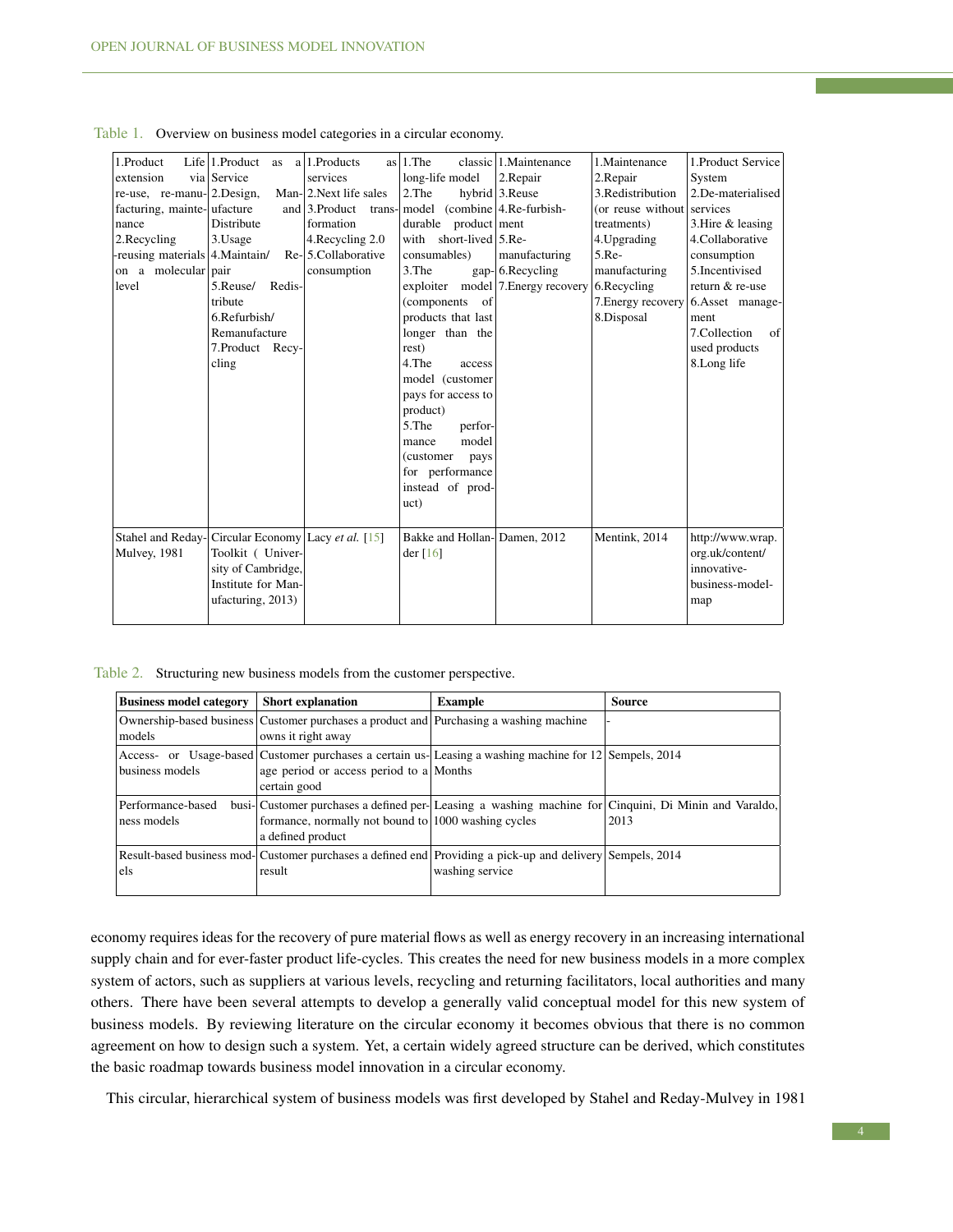Table 1. Overview on business model categories in a circular economy.

| 1.Product Life extension via re-use, re-manufacturing, maintenance 2.Recycling -reusing materials on a molecular level | 1.Product as a Service 2.Design, Manufacture and Distribute 3.Usage 4.Maintain/ Repair 5.Reuse/ Redistribute 6.Refurbish/ Remanufacture 7.Product Recycling | 1.Products as services 2.Next life sales 3.Product transformation 4.Recycling 2.0 5.Collaborative consumption | 1.The classic long-life model 2.The hybrid model (combine durable product with short-lived consumables) 3.The gap-exploiter model (components of products that last longer than the rest) 4.The access model (customer pays for access to product) 5.The performance model (customer pays for performance instead of product) | 1.Maintenance 2.Repair 3.Reuse 4.Re-furbishment 5.Re-manufacturing 6.Recycling 7.Energy recovery | 1.Maintenance 2.Repair 3.Redistribution (or reuse without treatments) 4.Upgrading 5.Re-manufacturing 6.Recycling 7.Energy recovery 8.Disposal | 1.Product Service System 2.De-materialised services 3.Hire & leasing 4.Collaborative consumption 5.Incentivised return & re-use 6.Asset management 7.Collection of used products 8.Long life |
|---|---|---|---|---|---|---|
| Stahel and Reday-Mulvey, 1981 | Circular Economy Toolkit ( University of Cambridge, Institute for Manufacturing, 2013) | Lacy *et al.* [15] | Bakke and Hollander [16] | Damen, 2012 | Mentink, 2014 | http://www.wrap.org.uk/content/innovative-business-model-map |

Table 2. Structuring new business models from the customer perspective.

| Business model category | Short explanation | Example | Source |
|---|---|---|---|
| Ownership-based business models | Customer purchases a product and owns it right away | Purchasing a washing machine | - |
| Access- or Usage-based business models | Customer purchases a certain usage period or access period to a certain good | Leasing a washing machine for 12 Months | Sempels, 2014 |
| Performance-based business models | Customer purchases a defined performance, normally not bound to a defined product | Leasing a washing machine for 1000 washing cycles | Cinquini, Di Minin and Varaldo, 2013 |
| Result-based business models | Customer purchases a defined end result | Providing a pick-up and delivery washing service | Sempels, 2014 |

economy requires ideas for the recovery of pure material flows as well as energy recovery in an increasing international supply chain and for ever-faster product life-cycles. This creates the need for new business models in a more complex system of actors, such as suppliers at various levels, recycling and returning facilitators, local authorities and many others. There have been several attempts to develop a generally valid conceptual model for this new system of business models. By reviewing literature on the circular economy it becomes obvious that there is no common agreement on how to design such a system. Yet, a certain widely agreed structure can be derived, which constitutes the basic roadmap towards business model innovation in a circular economy.

This circular, hierarchical system of business models was first developed by Stahel and Reday-Mulvey in 1981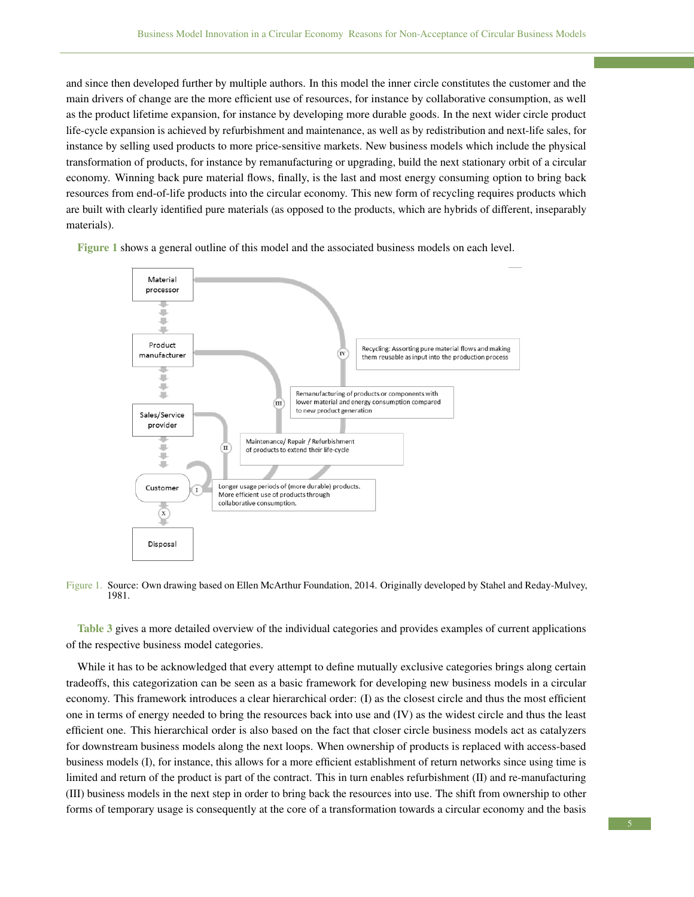and since then developed further by multiple authors. In this model the inner circle constitutes the customer and the main drivers of change are the more efficient use of resources, for instance by collaborative consumption, as well as the product lifetime expansion, for instance by developing more durable goods. In the next wider circle product life-cycle expansion is achieved by refurbishment and maintenance, as well as by redistribution and next-life sales, for instance by selling used products to more price-sensitive markets. New business models which include the physical transformation of products, for instance by remanufacturing or upgrading, build the next stationary orbit of a circular economy. Winning back pure material flows, finally, is the last and most energy consuming option to bring back resources from end-of-life products into the circular economy. This new form of recycling requires products which are built with clearly identified pure materials (as opposed to the products, which are hybrids of different, inseparably materials).

Figure 1 shows a general outline of this model and the associated business models on each level.

Material processor

Product manufacturer

Sales/Service provider

Customer

Disposal

IV — Recycling: Assorting pure material flows and making them reusable as input into the production process

III — Remanufacturing of products or components with lower material and energy consumption compared to new product generation

II — Maintenance/ Repair / Refurbishment of products to extend their life-cycle

I — Longer usage periods of (more durable) products. More efficient use of products through collaborative consumption.

X

Figure 1. Source: Own drawing based on Ellen McArthur Foundation, 2014. Originally developed by Stahel and Reday-Mulvey, 1981.

Table 3 gives a more detailed overview of the individual categories and provides examples of current applications of the respective business model categories.

While it has to be acknowledged that every attempt to define mutually exclusive categories brings along certain tradeoffs, this categorization can be seen as a basic framework for developing new business models in a circular economy. This framework introduces a clear hierarchical order: (I) as the closest circle and thus the most efficient one in terms of energy needed to bring the resources back into use and (IV) as the widest circle and thus the least efficient one. This hierarchical order is also based on the fact that closer circle business models act as catalyzers for downstream business models along the next loops. When ownership of products is replaced with access-based business models (I), for instance, this allows for a more efficient establishment of return networks since using time is limited and return of the product is part of the contract. This in turn enables refurbishment (II) and re-manufacturing (III) business models in the next step in order to bring back the resources into use. The shift from ownership to other forms of temporary usage is consequently at the core of a transformation towards a circular economy and the basis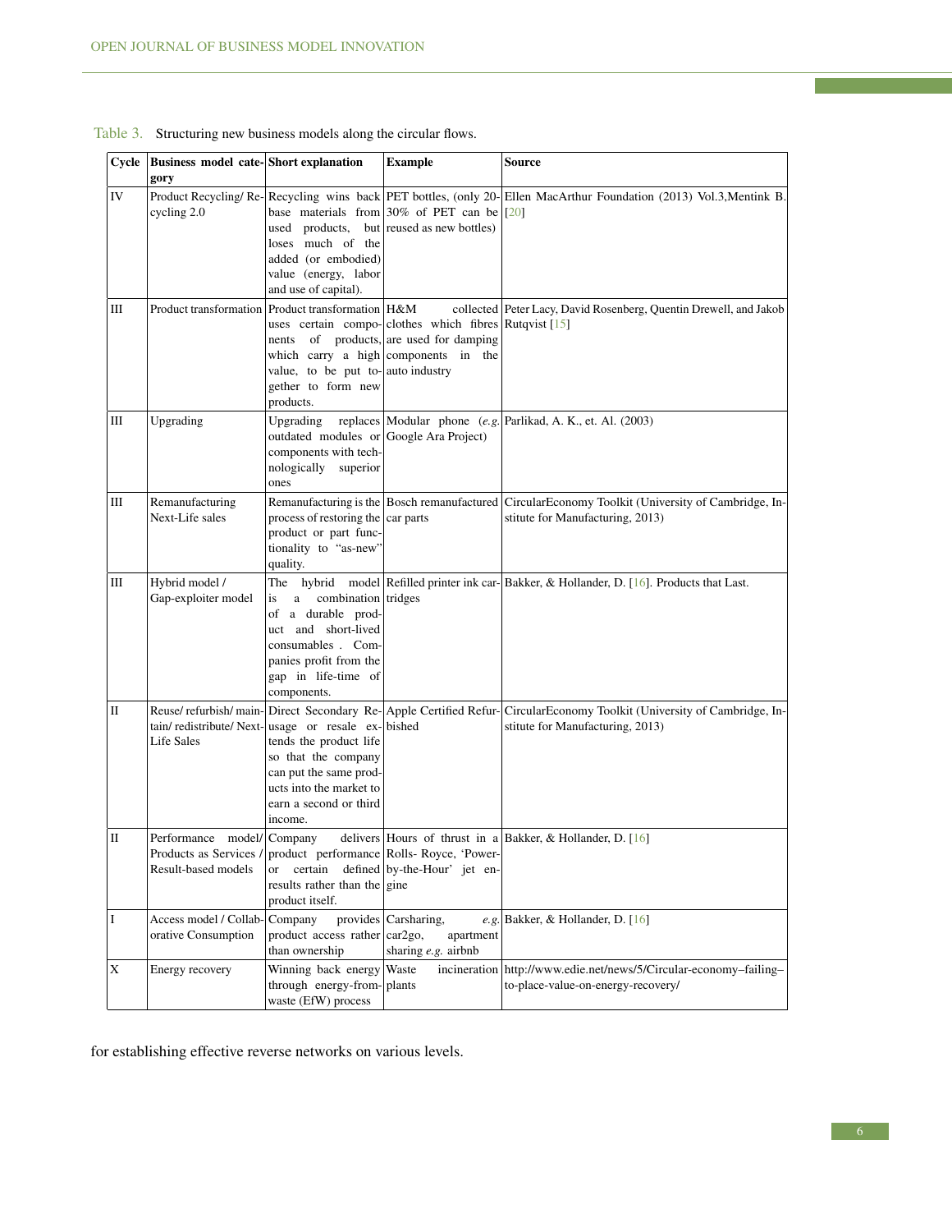Table 3. Structuring new business models along the circular flows.

| Cycle | Business model category | Short explanation | Example | Source |
|---|---|---|---|---|
| IV | Product Recycling/ Recycling 2.0 | Recycling wins back base materials from used products, but loses much of the added (or embodied) value (energy, labor and use of capital). | PET bottles, (only 20-30% of PET can be reused as new bottles) | Ellen MacArthur Foundation (2013) Vol.3,Mentink B. [20] |
| III | Product transformation | Product transformation uses certain components of products, which carry a high value, to be put together to form new products. | H&M collected clothes which fibres are used for damping components in the auto industry | Peter Lacy, David Rosenberg, Quentin Drewell, and Jakob Rutqvist [15] |
| III | Upgrading | Upgrading replaces outdated modules or components with technologically superior ones | Modular phone (*e.g.* Google Ara Project) | Parlikad, A. K., et. Al. (2003) |
| III | Remanufacturing Next-Life sales | Remanufacturing is the process of restoring the product or part functionality to "as-new" quality. | Bosch remanufactured car parts | CircularEconomy Toolkit (University of Cambridge, Institute for Manufacturing, 2013) |
| III | Hybrid model / Gap-exploiter model | The hybrid model is a combination of a durable product and short-lived consumables . Companies profit from the gap in life-time of components. | Refilled printer ink cartridges | Bakker, & Hollander, D. [16]. Products that Last. |
| II | Reuse/ refurbish/ maintain/ redistribute/ Next-Life Sales | Direct Secondary Reusage or resale extends the product life so that the company can put the same products into the market to earn a second or third income. | Apple Certified Refurbished | CircularEconomy Toolkit (University of Cambridge, Institute for Manufacturing, 2013) |
| II | Performance model/ Products as Services / Result-based models | Company delivers product performance or certain defined results rather than the product itself. | Hours of thrust in a Rolls- Royce, 'Power-by-the-Hour' jet engine | Bakker, & Hollander, D. [16] |
| I | Access model / Collaborative Consumption | Company provides product access rather than ownership | Carsharing, *e.g.* car2go, apartment sharing *e.g.* airbnb | Bakker, & Hollander, D. [16] |
| X | Energy recovery | Winning back energy through energy-from-waste (EfW) process | Waste incineration plants | http://www.edie.net/news/5/Circular-economy–failing–to-place-value-on-energy-recovery/ |

for establishing effective reverse networks on various levels.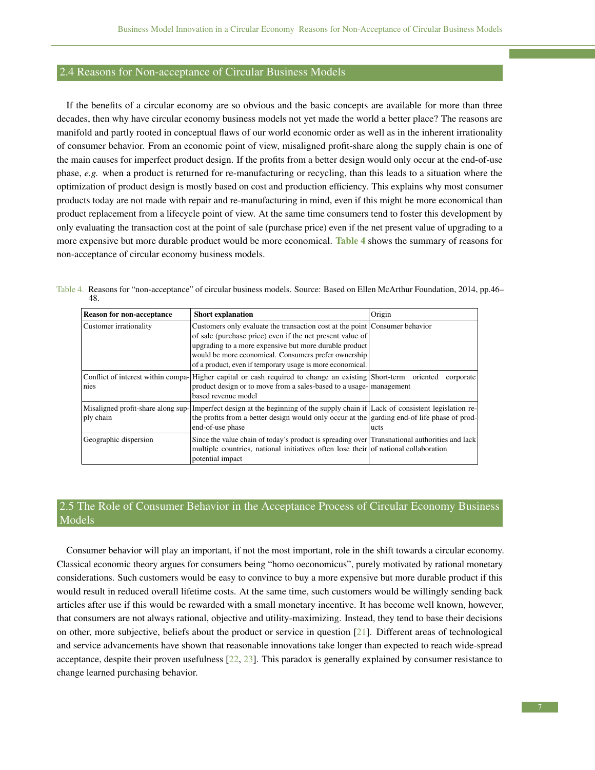## 2.4 Reasons for Non-acceptance of Circular Business Models

If the benefits of a circular economy are so obvious and the basic concepts are available for more than three decades, then why have circular economy business models not yet made the world a better place? The reasons are manifold and partly rooted in conceptual flaws of our world economic order as well as in the inherent irrationality of consumer behavior. From an economic point of view, misaligned profit-share along the supply chain is one of the main causes for imperfect product design. If the profits from a better design would only occur at the end-of-use phase, *e.g.* when a product is returned for re-manufacturing or recycling, than this leads to a situation where the optimization of product design is mostly based on cost and production efficiency. This explains why most consumer products today are not made with repair and re-manufacturing in mind, even if this might be more economical than product replacement from a lifecycle point of view. At the same time consumers tend to foster this development by only evaluating the transaction cost at the point of sale (purchase price) even if the net present value of upgrading to a more expensive but more durable product would be more economical. **Table 4** shows the summary of reasons for non-acceptance of circular economy business models.

Table 4. Reasons for "non-acceptance" of circular business models. Source: Based on Ellen McArthur Foundation, 2014, pp.46–48.

| **Reason for non-acceptance** | **Short explanation** | Origin |
|---|---|---|
| Customer irrationality | Customers only evaluate the transaction cost at the point of sale (purchase price) even if the net present value of upgrading to a more expensive but more durable product would be more economical. Consumers prefer ownership of a product, even if temporary usage is more economical. | Consumer behavior |
| Conflict of interest within companies | Higher capital or cash required to change an existing product design or to move from a sales-based to a usage-based revenue model | Short-term oriented corporate management |
| Misaligned profit-share along supply chain | Imperfect design at the beginning of the supply chain if the profits from a better design would only occur at the end-of-use phase | Lack of consistent legislation regarding end-of life phase of products |
| Geographic dispersion | Since the value chain of today's product is spreading over multiple countries, national initiatives often lose their potential impact | Transnational authorities and lack of national collaboration |

## 2.5 The Role of Consumer Behavior in the Acceptance Process of Circular Economy Business Models

Consumer behavior will play an important, if not the most important, role in the shift towards a circular economy. Classical economic theory argues for consumers being "homo oeconomicus", purely motivated by rational monetary considerations. Such customers would be easy to convince to buy a more expensive but more durable product if this would result in reduced overall lifetime costs. At the same time, such customers would be willingly sending back articles after use if this would be rewarded with a small monetary incentive. It has become well known, however, that consumers are not always rational, objective and utility-maximizing. Instead, they tend to base their decisions on other, more subjective, beliefs about the product or service in question [21]. Different areas of technological and service advancements have shown that reasonable innovations take longer than expected to reach wide-spread acceptance, despite their proven usefulness [22, 23]. This paradox is generally explained by consumer resistance to change learned purchasing behavior.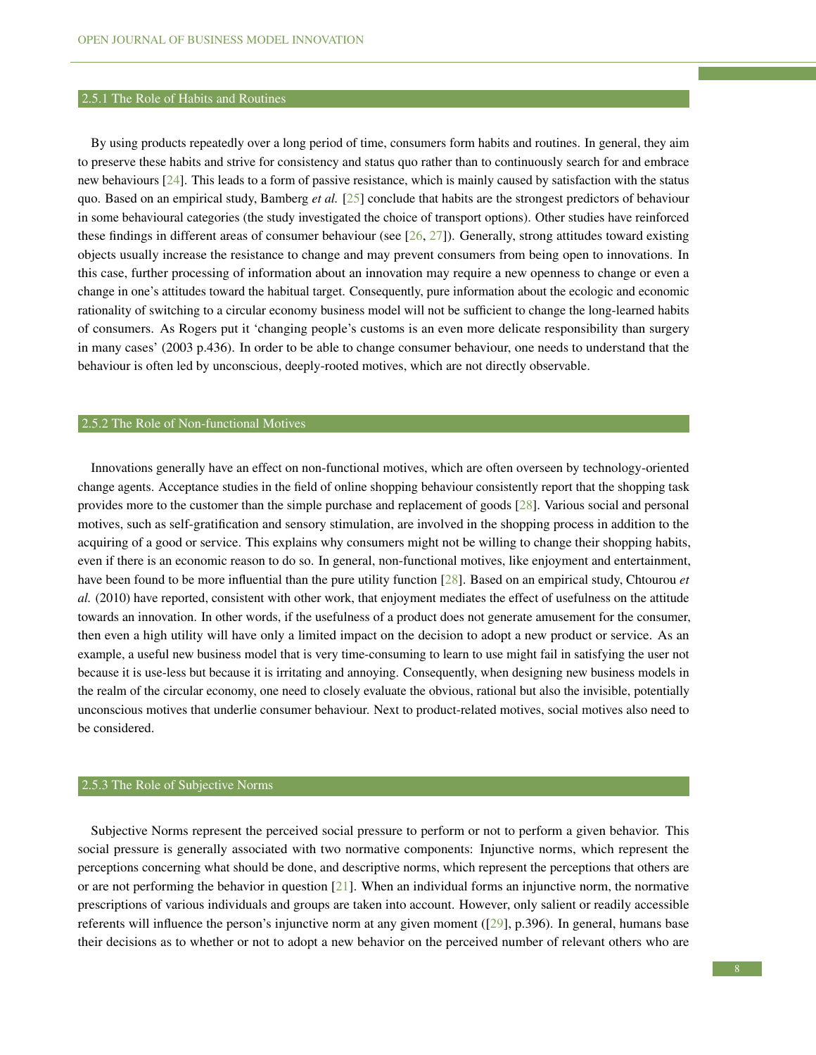### 2.5.1 The Role of Habits and Routines

By using products repeatedly over a long period of time, consumers form habits and routines. In general, they aim to preserve these habits and strive for consistency and status quo rather than to continuously search for and embrace new behaviours [24]. This leads to a form of passive resistance, which is mainly caused by satisfaction with the status quo. Based on an empirical study, Bamberg *et al.* [25] conclude that habits are the strongest predictors of behaviour in some behavioural categories (the study investigated the choice of transport options). Other studies have reinforced these findings in different areas of consumer behaviour (see [26, 27]). Generally, strong attitudes toward existing objects usually increase the resistance to change and may prevent consumers from being open to innovations. In this case, further processing of information about an innovation may require a new openness to change or even a change in one's attitudes toward the habitual target. Consequently, pure information about the ecologic and economic rationality of switching to a circular economy business model will not be sufficient to change the long-learned habits of consumers. As Rogers put it 'changing people's customs is an even more delicate responsibility than surgery in many cases' (2003 p.436). In order to be able to change consumer behaviour, one needs to understand that the behaviour is often led by unconscious, deeply-rooted motives, which are not directly observable.

### 2.5.2 The Role of Non-functional Motives

Innovations generally have an effect on non-functional motives, which are often overseen by technology-oriented change agents. Acceptance studies in the field of online shopping behaviour consistently report that the shopping task provides more to the customer than the simple purchase and replacement of goods [28]. Various social and personal motives, such as self-gratification and sensory stimulation, are involved in the shopping process in addition to the acquiring of a good or service. This explains why consumers might not be willing to change their shopping habits, even if there is an economic reason to do so. In general, non-functional motives, like enjoyment and entertainment, have been found to be more influential than the pure utility function [28]. Based on an empirical study, Chtourou *et al.* (2010) have reported, consistent with other work, that enjoyment mediates the effect of usefulness on the attitude towards an innovation. In other words, if the usefulness of a product does not generate amusement for the consumer, then even a high utility will have only a limited impact on the decision to adopt a new product or service. As an example, a useful new business model that is very time-consuming to learn to use might fail in satisfying the user not because it is use-less but because it is irritating and annoying. Consequently, when designing new business models in the realm of the circular economy, one need to closely evaluate the obvious, rational but also the invisible, potentially unconscious motives that underlie consumer behaviour. Next to product-related motives, social motives also need to be considered.

### 2.5.3 The Role of Subjective Norms

Subjective Norms represent the perceived social pressure to perform or not to perform a given behavior. This social pressure is generally associated with two normative components: Injunctive norms, which represent the perceptions concerning what should be done, and descriptive norms, which represent the perceptions that others are or are not performing the behavior in question [21]. When an individual forms an injunctive norm, the normative prescriptions of various individuals and groups are taken into account. However, only salient or readily accessible referents will influence the person's injunctive norm at any given moment ([29], p.396). In general, humans base their decisions as to whether or not to adopt a new behavior on the perceived number of relevant others who are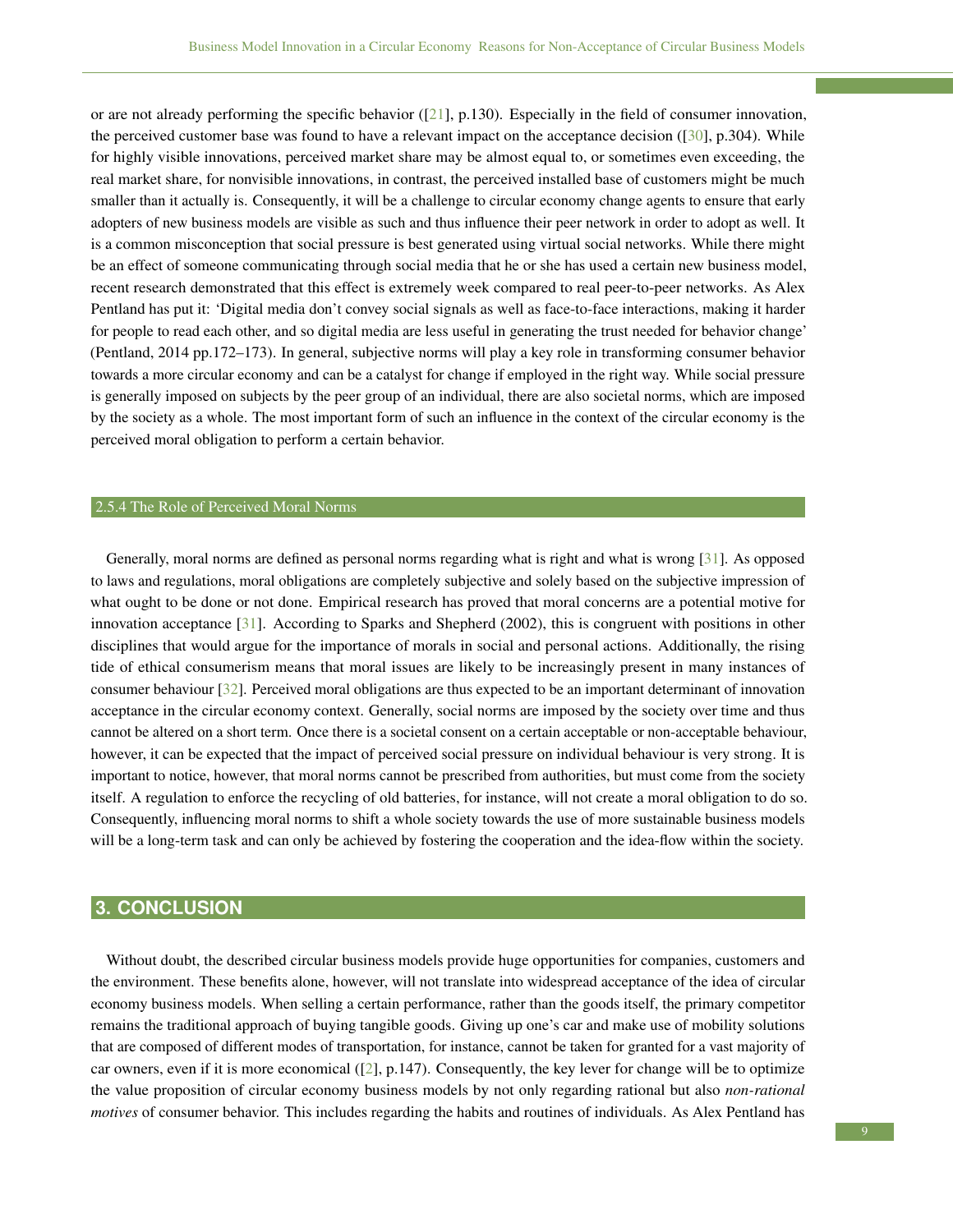or are not already performing the specific behavior ([21], p.130). Especially in the field of consumer innovation, the perceived customer base was found to have a relevant impact on the acceptance decision ([30], p.304). While for highly visible innovations, perceived market share may be almost equal to, or sometimes even exceeding, the real market share, for nonvisible innovations, in contrast, the perceived installed base of customers might be much smaller than it actually is. Consequently, it will be a challenge to circular economy change agents to ensure that early adopters of new business models are visible as such and thus influence their peer network in order to adopt as well. It is a common misconception that social pressure is best generated using virtual social networks. While there might be an effect of someone communicating through social media that he or she has used a certain new business model, recent research demonstrated that this effect is extremely week compared to real peer-to-peer networks. As Alex Pentland has put it: 'Digital media don't convey social signals as well as face-to-face interactions, making it harder for people to read each other, and so digital media are less useful in generating the trust needed for behavior change' (Pentland, 2014 pp.172–173). In general, subjective norms will play a key role in transforming consumer behavior towards a more circular economy and can be a catalyst for change if employed in the right way. While social pressure is generally imposed on subjects by the peer group of an individual, there are also societal norms, which are imposed by the society as a whole. The most important form of such an influence in the context of the circular economy is the perceived moral obligation to perform a certain behavior.

### 2.5.4 The Role of Perceived Moral Norms

Generally, moral norms are defined as personal norms regarding what is right and what is wrong [31]. As opposed to laws and regulations, moral obligations are completely subjective and solely based on the subjective impression of what ought to be done or not done. Empirical research has proved that moral concerns are a potential motive for innovation acceptance [31]. According to Sparks and Shepherd (2002), this is congruent with positions in other disciplines that would argue for the importance of morals in social and personal actions. Additionally, the rising tide of ethical consumerism means that moral issues are likely to be increasingly present in many instances of consumer behaviour [32]. Perceived moral obligations are thus expected to be an important determinant of innovation acceptance in the circular economy context. Generally, social norms are imposed by the society over time and thus cannot be altered on a short term. Once there is a societal consent on a certain acceptable or non-acceptable behaviour, however, it can be expected that the impact of perceived social pressure on individual behaviour is very strong. It is important to notice, however, that moral norms cannot be prescribed from authorities, but must come from the society itself. A regulation to enforce the recycling of old batteries, for instance, will not create a moral obligation to do so. Consequently, influencing moral norms to shift a whole society towards the use of more sustainable business models will be a long-term task and can only be achieved by fostering the cooperation and the idea-flow within the society.

## 3. CONCLUSION

Without doubt, the described circular business models provide huge opportunities for companies, customers and the environment. These benefits alone, however, will not translate into widespread acceptance of the idea of circular economy business models. When selling a certain performance, rather than the goods itself, the primary competitor remains the traditional approach of buying tangible goods. Giving up one's car and make use of mobility solutions that are composed of different modes of transportation, for instance, cannot be taken for granted for a vast majority of car owners, even if it is more economical ([2], p.147). Consequently, the key lever for change will be to optimize the value proposition of circular economy business models by not only regarding rational but also *non-rational motives* of consumer behavior. This includes regarding the habits and routines of individuals. As Alex Pentland has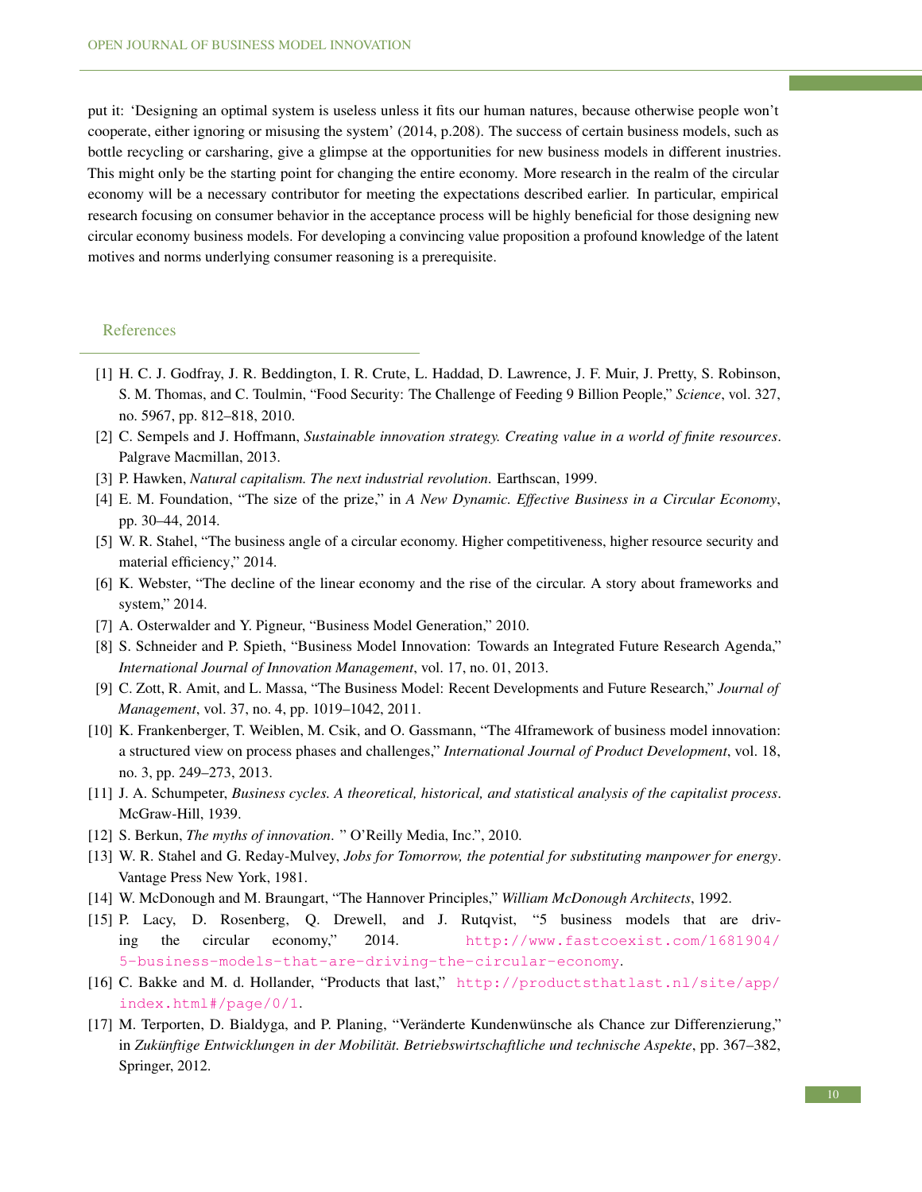put it: 'Designing an optimal system is useless unless it fits our human natures, because otherwise people won't cooperate, either ignoring or misusing the system' (2014, p.208). The success of certain business models, such as bottle recycling or carsharing, give a glimpse at the opportunities for new business models in different inustries. This might only be the starting point for changing the entire economy. More research in the realm of the circular economy will be a necessary contributor for meeting the expectations described earlier. In particular, empirical research focusing on consumer behavior in the acceptance process will be highly beneficial for those designing new circular economy business models. For developing a convincing value proposition a profound knowledge of the latent motives and norms underlying consumer reasoning is a prerequisite.

## References

[1] H. C. J. Godfray, J. R. Beddington, I. R. Crute, L. Haddad, D. Lawrence, J. F. Muir, J. Pretty, S. Robinson, S. M. Thomas, and C. Toulmin, "Food Security: The Challenge of Feeding 9 Billion People," *Science*, vol. 327, no. 5967, pp. 812–818, 2010.

[2] C. Sempels and J. Hoffmann, *Sustainable innovation strategy. Creating value in a world of finite resources*. Palgrave Macmillan, 2013.

[3] P. Hawken, *Natural capitalism. The next industrial revolution.* Earthscan, 1999.

[4] E. M. Foundation, "The size of the prize," in *A New Dynamic. Effective Business in a Circular Economy*, pp. 30–44, 2014.

[5] W. R. Stahel, "The business angle of a circular economy. Higher competitiveness, higher resource security and material efficiency," 2014.

[6] K. Webster, "The decline of the linear economy and the rise of the circular. A story about frameworks and system," 2014.

[7] A. Osterwalder and Y. Pigneur, "Business Model Generation," 2010.

[8] S. Schneider and P. Spieth, "Business Model Innovation: Towards an Integrated Future Research Agenda," *International Journal of Innovation Management*, vol. 17, no. 01, 2013.

[9] C. Zott, R. Amit, and L. Massa, "The Business Model: Recent Developments and Future Research," *Journal of Management*, vol. 37, no. 4, pp. 1019–1042, 2011.

[10] K. Frankenberger, T. Weiblen, M. Csik, and O. Gassmann, "The 4Iframework of business model innovation: a structured view on process phases and challenges," *International Journal of Product Development*, vol. 18, no. 3, pp. 249–273, 2013.

[11] J. A. Schumpeter, *Business cycles. A theoretical, historical, and statistical analysis of the capitalist process*. McGraw-Hill, 1939.

[12] S. Berkun, *The myths of innovation*. " O'Reilly Media, Inc.", 2010.

[13] W. R. Stahel and G. Reday-Mulvey, *Jobs for Tomorrow, the potential for substituting manpower for energy*. Vantage Press New York, 1981.

[14] W. McDonough and M. Braungart, "The Hannover Principles," *William McDonough Architects*, 1992.

[15] P. Lacy, D. Rosenberg, Q. Drewell, and J. Rutqvist, "5 business models that are driving the circular economy," 2014. http://www.fastcoexist.com/1681904/5-business-models-that-are-driving-the-circular-economy.

[16] C. Bakke and M. d. Hollander, "Products that last," http://productsthatlast.nl/site/app/index.html#/page/0/1.

[17] M. Terporten, D. Bialdyga, and P. Planing, "Veränderte Kundenwünsche als Chance zur Differenzierung," in *Zukünftige Entwicklungen in der Mobilität. Betriebswirtschaftliche und technische Aspekte*, pp. 367–382, Springer, 2012.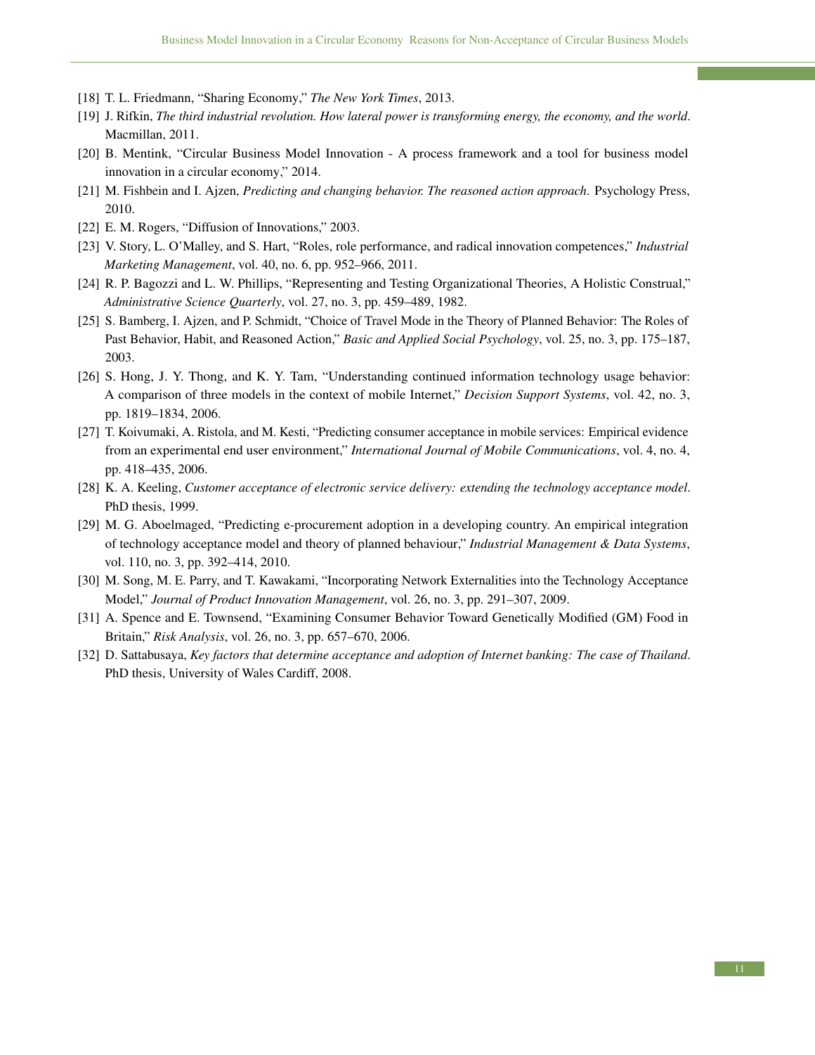[18] T. L. Friedmann, "Sharing Economy," *The New York Times*, 2013.

[19] J. Rifkin, *The third industrial revolution. How lateral power is transforming energy, the economy, and the world*. Macmillan, 2011.

[20] B. Mentink, "Circular Business Model Innovation - A process framework and a tool for business model innovation in a circular economy," 2014.

[21] M. Fishbein and I. Ajzen, *Predicting and changing behavior. The reasoned action approach.* Psychology Press, 2010.

[22] E. M. Rogers, "Diffusion of Innovations," 2003.

[23] V. Story, L. O'Malley, and S. Hart, "Roles, role performance, and radical innovation competences," *Industrial Marketing Management*, vol. 40, no. 6, pp. 952–966, 2011.

[24] R. P. Bagozzi and L. W. Phillips, "Representing and Testing Organizational Theories, A Holistic Construal," *Administrative Science Quarterly*, vol. 27, no. 3, pp. 459–489, 1982.

[25] S. Bamberg, I. Ajzen, and P. Schmidt, "Choice of Travel Mode in the Theory of Planned Behavior: The Roles of Past Behavior, Habit, and Reasoned Action," *Basic and Applied Social Psychology*, vol. 25, no. 3, pp. 175–187, 2003.

[26] S. Hong, J. Y. Thong, and K. Y. Tam, "Understanding continued information technology usage behavior: A comparison of three models in the context of mobile Internet," *Decision Support Systems*, vol. 42, no. 3, pp. 1819–1834, 2006.

[27] T. Koivumaki, A. Ristola, and M. Kesti, "Predicting consumer acceptance in mobile services: Empirical evidence from an experimental end user environment," *International Journal of Mobile Communications*, vol. 4, no. 4, pp. 418–435, 2006.

[28] K. A. Keeling, *Customer acceptance of electronic service delivery: extending the technology acceptance model*. PhD thesis, 1999.

[29] M. G. Aboelmaged, "Predicting e-procurement adoption in a developing country. An empirical integration of technology acceptance model and theory of planned behaviour," *Industrial Management & Data Systems*, vol. 110, no. 3, pp. 392–414, 2010.

[30] M. Song, M. E. Parry, and T. Kawakami, "Incorporating Network Externalities into the Technology Acceptance Model," *Journal of Product Innovation Management*, vol. 26, no. 3, pp. 291–307, 2009.

[31] A. Spence and E. Townsend, "Examining Consumer Behavior Toward Genetically Modified (GM) Food in Britain," *Risk Analysis*, vol. 26, no. 3, pp. 657–670, 2006.

[32] D. Sattabusaya, *Key factors that determine acceptance and adoption of Internet banking: The case of Thailand*. PhD thesis, University of Wales Cardiff, 2008.